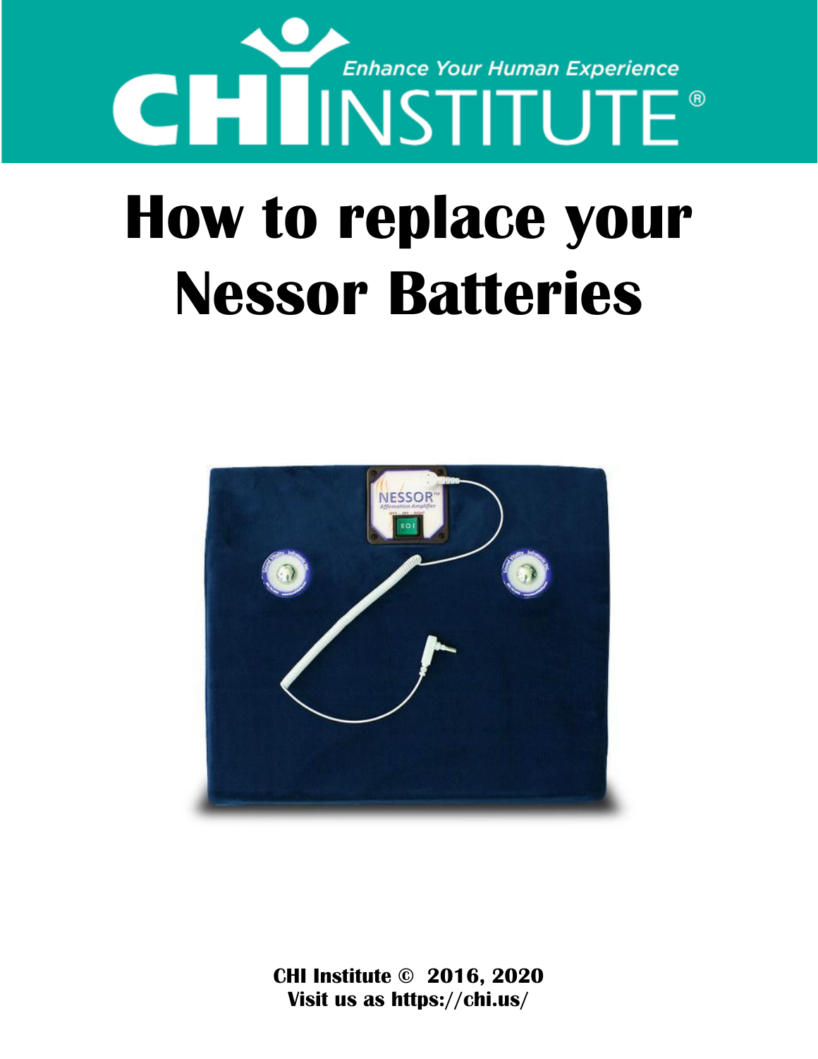CHI INSTITUTE®

*Enhance Your Human Experience*

# How to replace your Nessor Batteries

**CHI Institute © 2016, 2020**
**Visit us as https://chi.us/**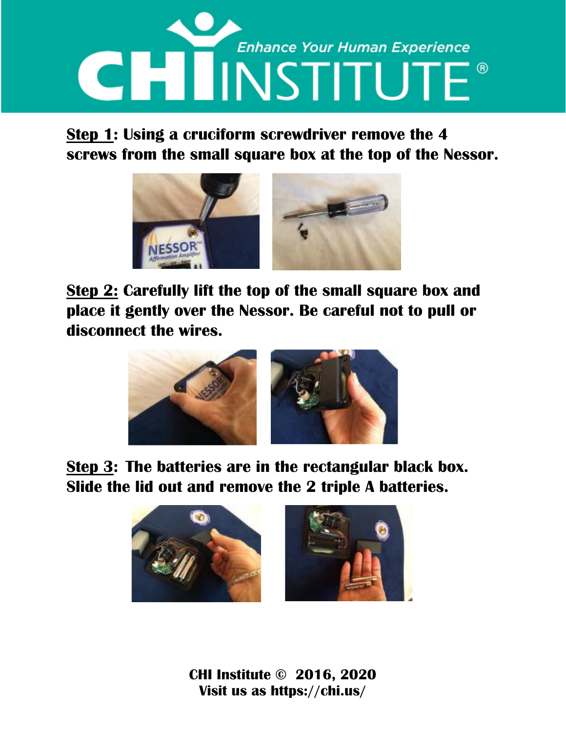**CHI INSTITUTE®** *Enhance Your Human Experience*

**Step 1: Using a cruciform screwdriver remove the 4 screws from the small square box at the top of the Nessor.**

**Step 2: Carefully lift the top of the small square box and place it gently over the Nessor. Be careful not to pull or disconnect the wires.**

**Step 3: The batteries are in the rectangular black box. Slide the lid out and remove the 2 triple A batteries.**

**CHI Institute © 2016, 2020**
**Visit us as https://chi.us/**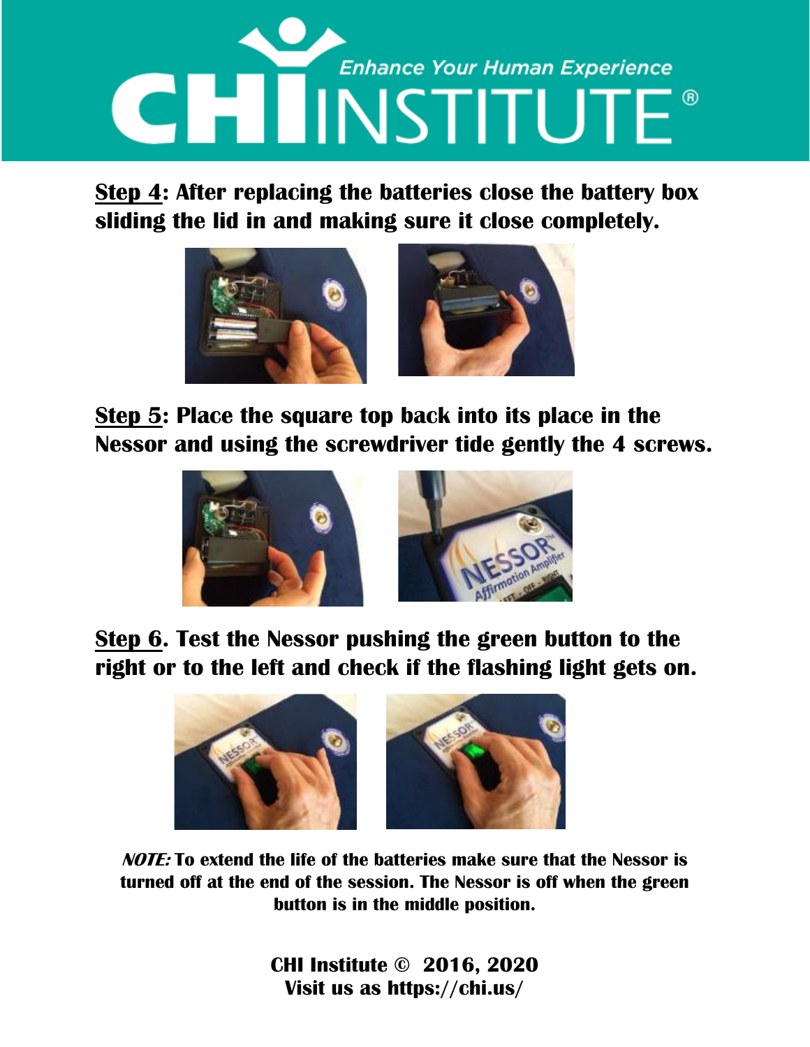**CHI INSTITUTE®** *Enhance Your Human Experience*

**<u>Step 4</u>: After replacing the batteries close the battery box sliding the lid in and making sure it close completely.**

**<u>Step 5</u>: Place the square top back into its place in the Nessor and using the screwdriver tide gently the 4 screws.**

**<u>Step 6</u>. Test the Nessor pushing the green button to the right or to the left and check if the flashing light gets on.**

***NOTE:*** **To extend the life of the batteries make sure that the Nessor is turned off at the end of the session. The Nessor is off when the green button is in the middle position.**

**CHI Institute © 2016, 2020**
**Visit us as https://chi.us/**